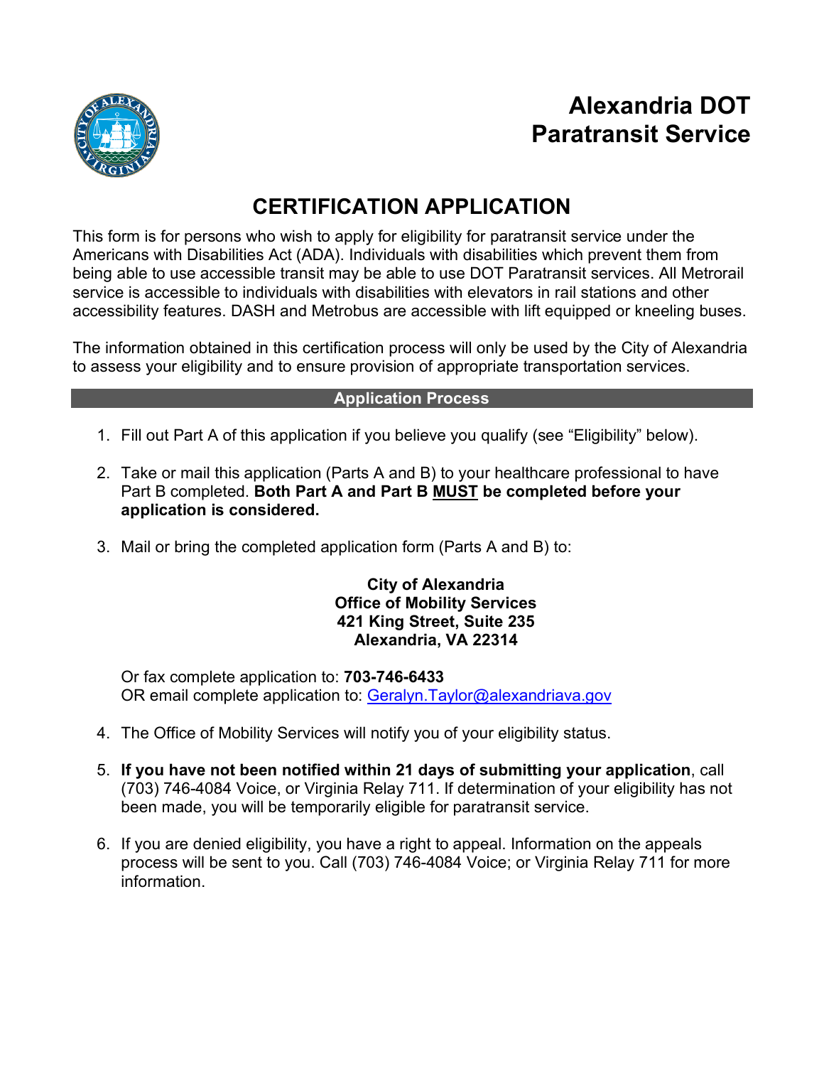# Alexandria DOT Paratransit Service

## CERTIFICATION APPLICATION

This form is for persons who wish to apply for eligibility for paratransit service under the Americans with Disabilities Act (ADA). Individuals with disabilities which prevent them from being able to use accessible transit may be able to use DOT Paratransit services. All Metrorail service is accessible to individuals with disabilities with elevators in rail stations and other accessibility features. DASH and Metrobus are accessible with lift equipped or kneeling buses.

The information obtained in this certification process will only be used by the City of Alexandria to assess your eligibility and to ensure provision of appropriate transportation services.

### Application Process

1. Fill out Part A of this application if you believe you qualify (see "Eligibility" below).

2. Take or mail this application (Parts A and B) to your healthcare professional to have Part B completed. **Both Part A and Part B MUST be completed before your application is considered.**

3. Mail or bring the completed application form (Parts A and B) to:

   **City of Alexandria**
   **Office of Mobility Services**
   **421 King Street, Suite 235**
   **Alexandria, VA 22314**

   Or fax complete application to: **703-746-6433**
   OR email complete application to: Geralyn.Taylor@alexandriava.gov

4. The Office of Mobility Services will notify you of your eligibility status.

5. **If you have not been notified within 21 days of submitting your application**, call (703) 746-4084 Voice, or Virginia Relay 711. If determination of your eligibility has not been made, you will be temporarily eligible for paratransit service.

6. If you are denied eligibility, you have a right to appeal. Information on the appeals process will be sent to you. Call (703) 746-4084 Voice; or Virginia Relay 711 for more information.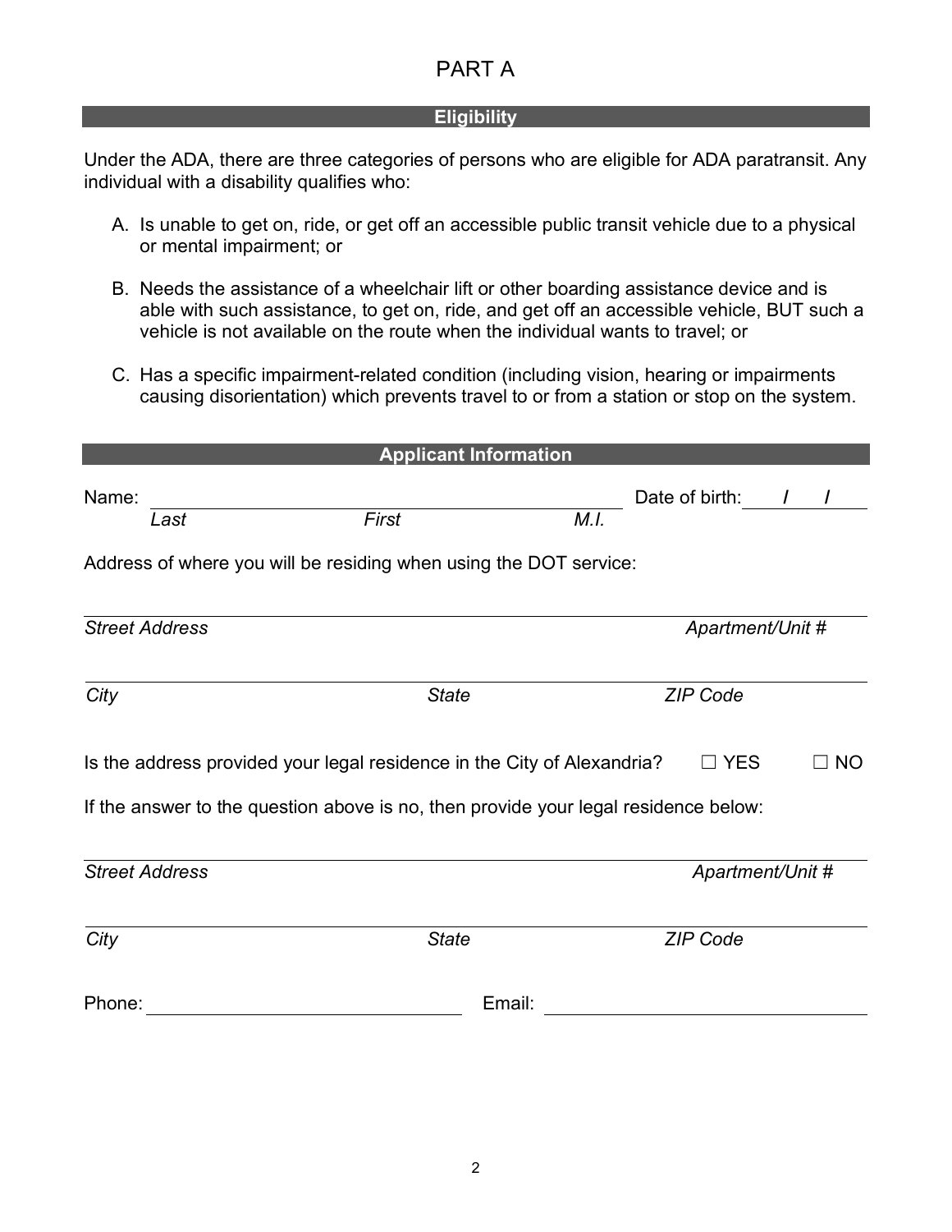# PART A

## Eligibility

Under the ADA, there are three categories of persons who are eligible for ADA paratransit. Any individual with a disability qualifies who:

A. Is unable to get on, ride, or get off an accessible public transit vehicle due to a physical or mental impairment; or

B. Needs the assistance of a wheelchair lift or other boarding assistance device and is able with such assistance, to get on, ride, and get off an accessible vehicle, BUT such a vehicle is not available on the route when the individual wants to travel; or

C. Has a specific impairment-related condition (including vision, hearing or impairments causing disorientation) which prevents travel to or from a station or stop on the system.

## Applicant Information

Name: ______________________________________ Date of birth: ____/____/____

*Last* *First* *M.I.*

Address of where you will be residing when using the DOT service:

______________________________________________________________

*Street Address* *Apartment/Unit #*

______________________________________________________________

*City* *State* *ZIP Code*

Is the address provided your legal residence in the City of Alexandria? ☐ YES ☐ NO

If the answer to the question above is no, then provide your legal residence below:

______________________________________________________________

*Street Address* *Apartment/Unit #*

______________________________________________________________

*City* *State* *ZIP Code*

Phone: ______________________ Email: ______________________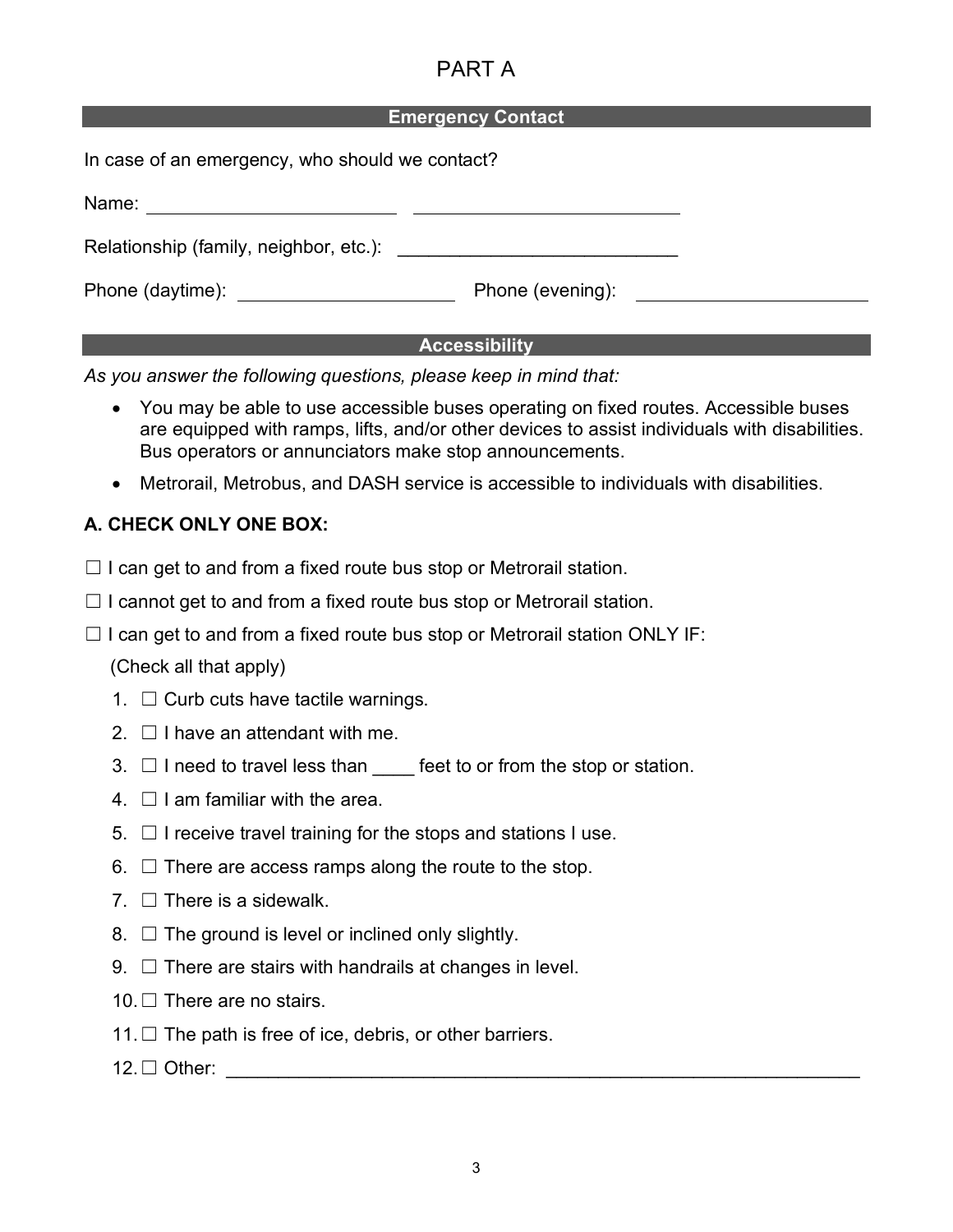# PART A

## Emergency Contact

In case of an emergency, who should we contact?

Name: ________________________ ________________________

Relationship (family, neighbor, etc.): ___________________________

Phone (daytime): ____________________ Phone (evening): ____________________

## Accessibility

*As you answer the following questions, please keep in mind that:*

- You may be able to use accessible buses operating on fixed routes. Accessible buses are equipped with ramps, lifts, and/or other devices to assist individuals with disabilities. Bus operators or annunciators make stop announcements.
- Metrorail, Metrobus, and DASH service is accessible to individuals with disabilities.

### A. CHECK ONLY ONE BOX:

☐ I can get to and from a fixed route bus stop or Metrorail station.

☐ I cannot get to and from a fixed route bus stop or Metrorail station.

☐ I can get to and from a fixed route bus stop or Metrorail station ONLY IF:

(Check all that apply)

1. ☐ Curb cuts have tactile warnings.
2. ☐ I have an attendant with me.
3. ☐ I need to travel less than ____ feet to or from the stop or station.
4. ☐ I am familiar with the area.
5. ☐ I receive travel training for the stops and stations I use.
6. ☐ There are access ramps along the route to the stop.
7. ☐ There is a sidewalk.
8. ☐ The ground is level or inclined only slightly.
9. ☐ There are stairs with handrails at changes in level.
10. ☐ There are no stairs.
11. ☐ The path is free of ice, debris, or other barriers.
12. ☐ Other: ______________________________________________________________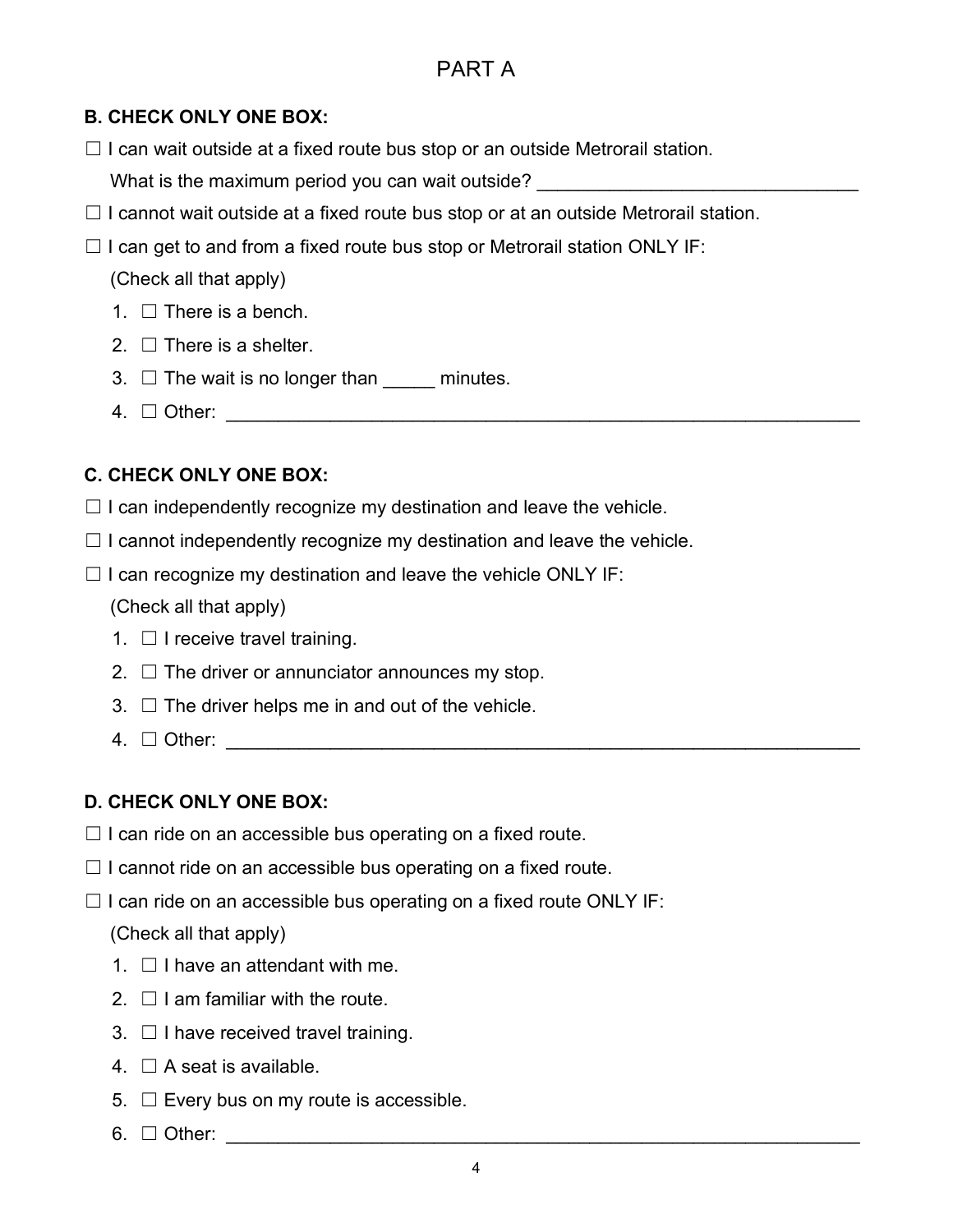# PART A

**B. CHECK ONLY ONE BOX:**

☐ I can wait outside at a fixed route bus stop or an outside Metrorail station.

What is the maximum period you can wait outside? ______________________________

☐ I cannot wait outside at a fixed route bus stop or at an outside Metrorail station.

☐ I can get to and from a fixed route bus stop or Metrorail station ONLY IF:

(Check all that apply)

1. ☐ There is a bench.
2. ☐ There is a shelter.
3. ☐ The wait is no longer than _____ minutes.
4. ☐ Other: ______________________________________________________________

**C. CHECK ONLY ONE BOX:**

☐ I can independently recognize my destination and leave the vehicle.

☐ I cannot independently recognize my destination and leave the vehicle.

☐ I can recognize my destination and leave the vehicle ONLY IF:

(Check all that apply)

1. ☐ I receive travel training.
2. ☐ The driver or annunciator announces my stop.
3. ☐ The driver helps me in and out of the vehicle.
4. ☐ Other: ______________________________________________________________

**D. CHECK ONLY ONE BOX:**

☐ I can ride on an accessible bus operating on a fixed route.

☐ I cannot ride on an accessible bus operating on a fixed route.

☐ I can ride on an accessible bus operating on a fixed route ONLY IF:

(Check all that apply)

1. ☐ I have an attendant with me.
2. ☐ I am familiar with the route.
3. ☐ I have received travel training.
4. ☐ A seat is available.
5. ☐ Every bus on my route is accessible.
6. ☐ Other: ______________________________________________________________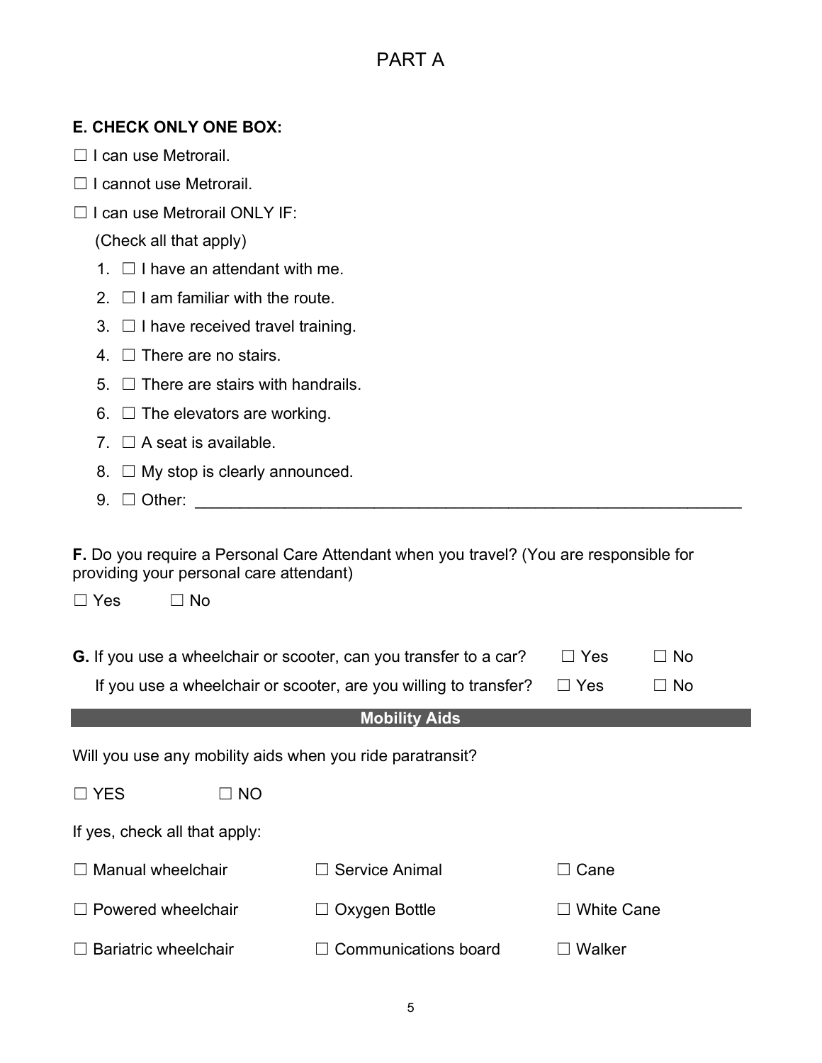# PART A

**E. CHECK ONLY ONE BOX:**

☐ I can use Metrorail.

☐ I cannot use Metrorail.

☐ I can use Metrorail ONLY IF:

(Check all that apply)

1. ☐ I have an attendant with me.
2. ☐ I am familiar with the route.
3. ☐ I have received travel training.
4. ☐ There are no stairs.
5. ☐ There are stairs with handrails.
6. ☐ The elevators are working.
7. ☐ A seat is available.
8. ☐ My stop is clearly announced.
9. ☐ Other: ____________________________________________________________

**F.** Do you require a Personal Care Attendant when you travel? (You are responsible for providing your personal care attendant)

☐ Yes ☐ No

**G.** If you use a wheelchair or scooter, can you transfer to a car? ☐ Yes ☐ No

If you use a wheelchair or scooter, are you willing to transfer? ☐ Yes ☐ No

## Mobility Aids

Will you use any mobility aids when you ride paratransit?

☐ YES ☐ NO

If yes, check all that apply:

| | | |
|---|---|---|
| ☐ Manual wheelchair | ☐ Service Animal | ☐ Cane |
| ☐ Powered wheelchair | ☐ Oxygen Bottle | ☐ White Cane |
| ☐ Bariatric wheelchair | ☐ Communications board | ☐ Walker |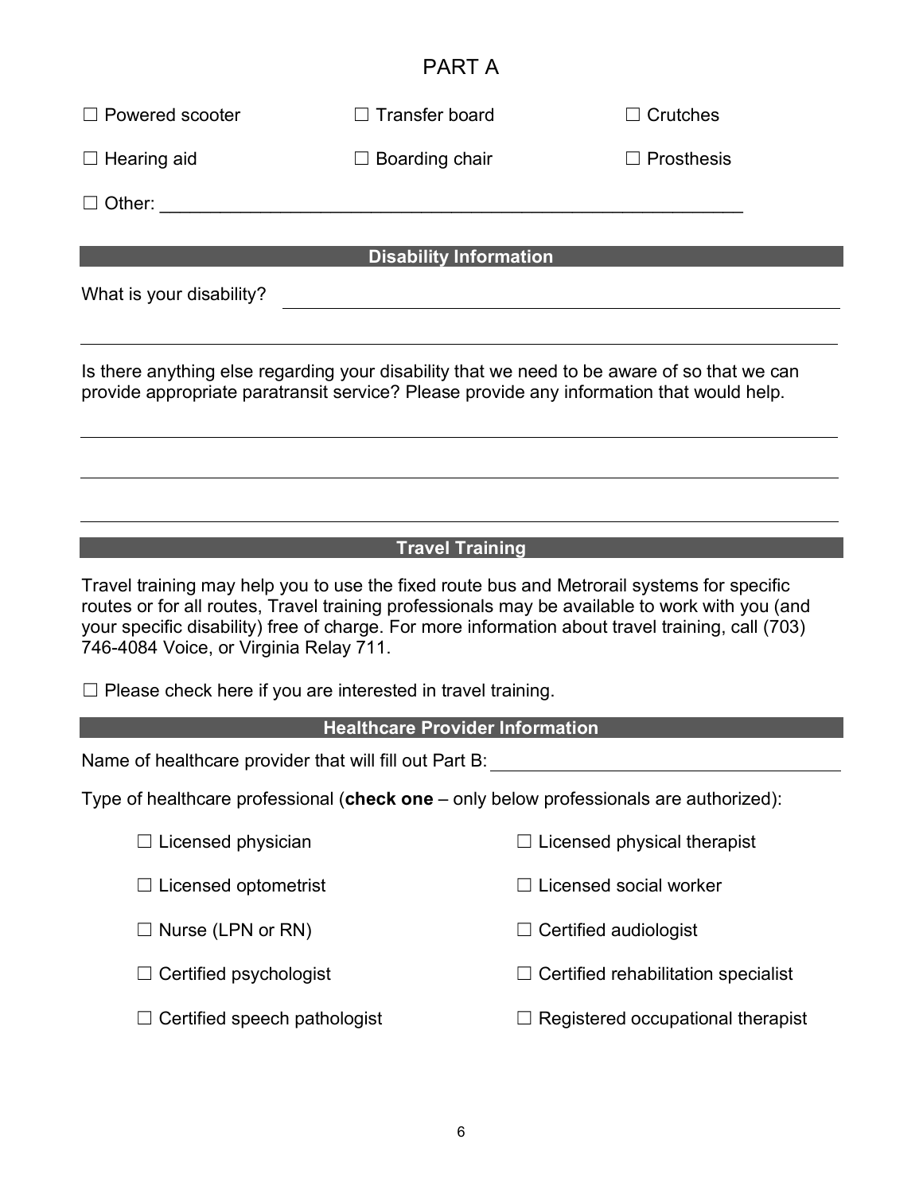# PART A

☐ Powered scooter ☐ Transfer board ☐ Crutches

☐ Hearing aid ☐ Boarding chair ☐ Prosthesis

☐ Other: ___________________________________________________________

## Disability Information

What is your disability? ___________________________________________________________

___________________________________________________________

Is there anything else regarding your disability that we need to be aware of so that we can provide appropriate paratransit service? Please provide any information that would help.

___________________________________________________________

___________________________________________________________

___________________________________________________________

## Travel Training

Travel training may help you to use the fixed route bus and Metrorail systems for specific routes or for all routes, Travel training professionals may be available to work with you (and your specific disability) free of charge. For more information about travel training, call (703) 746-4084 Voice, or Virginia Relay 711.

☐ Please check here if you are interested in travel training.

## Healthcare Provider Information

Name of healthcare provider that will fill out Part B: ___________________________________

Type of healthcare professional (**check one** – only below professionals are authorized):

☐ Licensed physician ☐ Licensed physical therapist

☐ Licensed optometrist ☐ Licensed social worker

☐ Nurse (LPN or RN) ☐ Certified audiologist

☐ Certified psychologist ☐ Certified rehabilitation specialist

☐ Certified speech pathologist ☐ Registered occupational therapist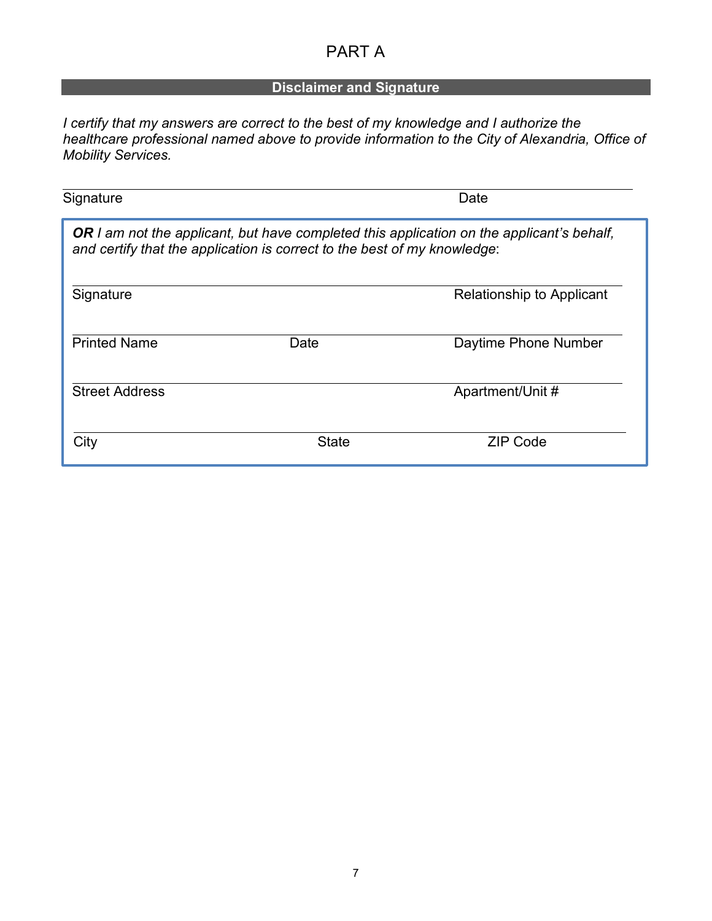# PART A

## Disclaimer and Signature

*I certify that my answers are correct to the best of my knowledge and I authorize the healthcare professional named above to provide information to the City of Alexandria, Office of Mobility Services.*

\_\_\_\_\_\_\_\_\_\_\_\_\_\_\_\_\_\_\_\_\_\_\_\_\_\_\_\_\_\_\_\_\_\_\_\_\_\_\_\_\_\_\_\_\_\_\_\_\_\_\_\_\_\_\_\_\_\_\_\_\_\_\_\_\_\_\_\_\_\_\_\_\_\_

Signature Date

***OR** I am not the applicant, but have completed this application on the applicant's behalf, and certify that the application is correct to the best of my knowledge*:

\_\_\_\_\_\_\_\_\_\_\_\_\_\_\_\_\_\_\_\_\_\_\_\_\_\_\_\_\_\_\_\_\_\_\_\_\_\_\_\_\_\_\_\_\_\_\_\_\_\_\_\_\_\_\_\_\_\_\_\_\_\_\_\_\_\_\_\_\_\_\_\_\_\_

Signature Relationship to Applicant

\_\_\_\_\_\_\_\_\_\_\_\_\_\_\_\_\_\_\_\_\_\_\_\_\_\_\_\_\_\_\_\_\_\_\_\_\_\_\_\_\_\_\_\_\_\_\_\_\_\_\_\_\_\_\_\_\_\_\_\_\_\_\_\_\_\_\_\_\_\_\_\_\_\_

Printed Name Date Daytime Phone Number

\_\_\_\_\_\_\_\_\_\_\_\_\_\_\_\_\_\_\_\_\_\_\_\_\_\_\_\_\_\_\_\_\_\_\_\_\_\_\_\_\_\_\_\_\_\_\_\_\_\_\_\_\_\_\_\_\_\_\_\_\_\_\_\_\_\_\_\_\_\_\_\_\_\_

Street Address Apartment/Unit #

\_\_\_\_\_\_\_\_\_\_\_\_\_\_\_\_\_\_\_\_\_\_\_\_\_\_\_\_\_\_\_\_\_\_\_\_\_\_\_\_\_\_\_\_\_\_\_\_\_\_\_\_\_\_\_\_\_\_\_\_\_\_\_\_\_\_\_\_\_\_\_\_\_\_

City State ZIP Code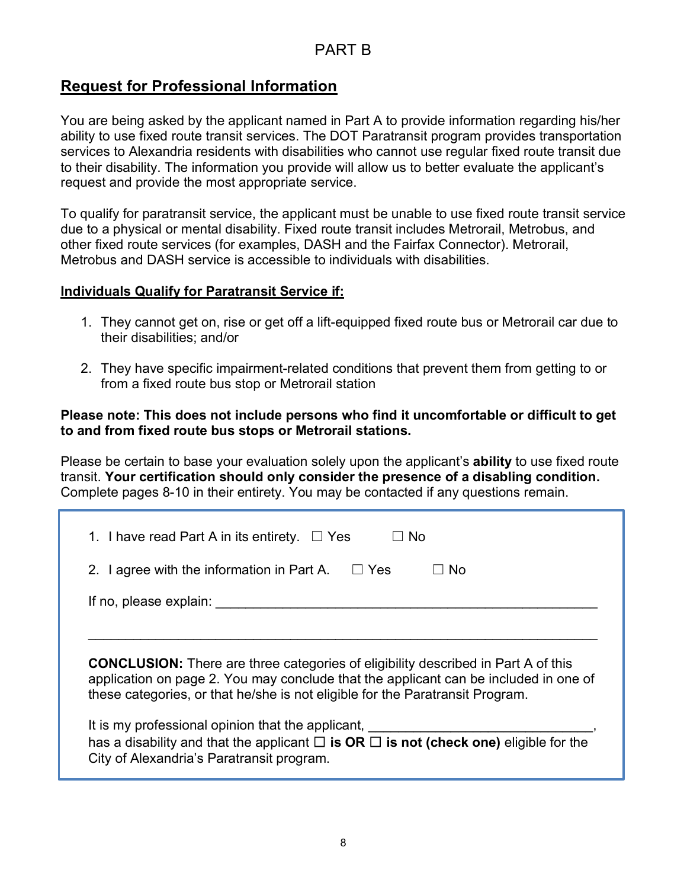# PART B

## Request for Professional Information

You are being asked by the applicant named in Part A to provide information regarding his/her ability to use fixed route transit services. The DOT Paratransit program provides transportation services to Alexandria residents with disabilities who cannot use regular fixed route transit due to their disability. The information you provide will allow us to better evaluate the applicant's request and provide the most appropriate service.

To qualify for paratransit service, the applicant must be unable to use fixed route transit service due to a physical or mental disability. Fixed route transit includes Metrorail, Metrobus, and other fixed route services (for examples, DASH and the Fairfax Connector). Metrorail, Metrobus and DASH service is accessible to individuals with disabilities.

### Individuals Qualify for Paratransit Service if:

1. They cannot get on, rise or get off a lift-equipped fixed route bus or Metrorail car due to their disabilities; and/or

2. They have specific impairment-related conditions that prevent them from getting to or from a fixed route bus stop or Metrorail station

**Please note: This does not include persons who find it uncomfortable or difficult to get to and from fixed route bus stops or Metrorail stations.**

Please be certain to base your evaluation solely upon the applicant's **ability** to use fixed route transit. **Your certification should only consider the presence of a disabling condition.** Complete pages 8-10 in their entirety. You may be contacted if any questions remain.

1. I have read Part A in its entirety. ☐ Yes ☐ No
2. I agree with the information in Part A. ☐ Yes ☐ No

If no, please explain: ______________________________________________________

______________________________________________________________________

**CONCLUSION:** There are three categories of eligibility described in Part A of this application on page 2. You may conclude that the applicant can be included in one of these categories, or that he/she is not eligible for the Paratransit Program.

It is my professional opinion that the applicant, ______________________________, has a disability and that the applicant ☐ **is OR** ☐ **is not (check one)** eligible for the City of Alexandria's Paratransit program.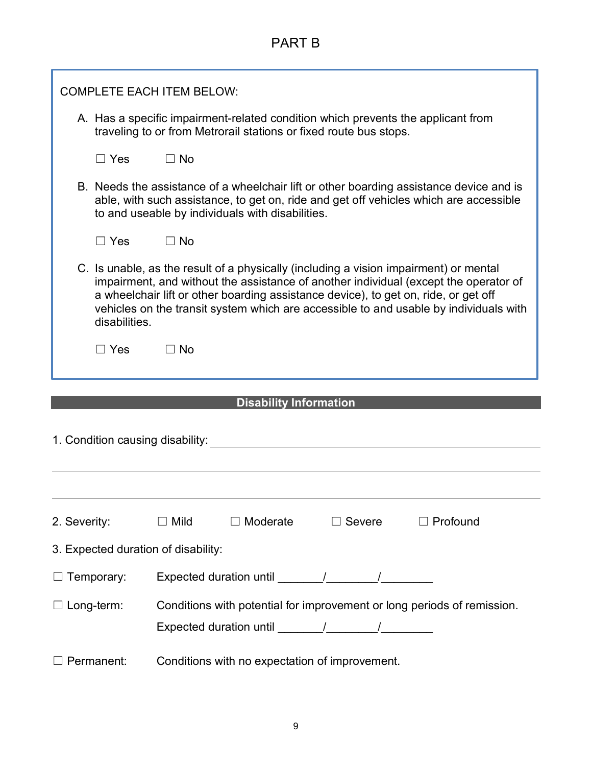# PART B

COMPLETE EACH ITEM BELOW:

A. Has a specific impairment-related condition which prevents the applicant from traveling to or from Metrorail stations or fixed route bus stops.

☐ Yes ☐ No

B. Needs the assistance of a wheelchair lift or other boarding assistance device and is able, with such assistance, to get on, ride and get off vehicles which are accessible to and useable by individuals with disabilities.

☐ Yes ☐ No

C. Is unable, as the result of a physically (including a vision impairment) or mental impairment, and without the assistance of another individual (except the operator of a wheelchair lift or other boarding assistance device), to get on, ride, or get off vehicles on the transit system which are accessible to and usable by individuals with disabilities.

☐ Yes ☐ No

## Disability Information

1. Condition causing disability: ______________________________________________

______________________________________________________________________

______________________________________________________________________

2. Severity: ☐ Mild ☐ Moderate ☐ Severe ☐ Profound

3. Expected duration of disability:

☐ Temporary: Expected duration until _______/________/________

☐ Long-term: Conditions with potential for improvement or long periods of remission.
Expected duration until _______/________/________

☐ Permanent: Conditions with no expectation of improvement.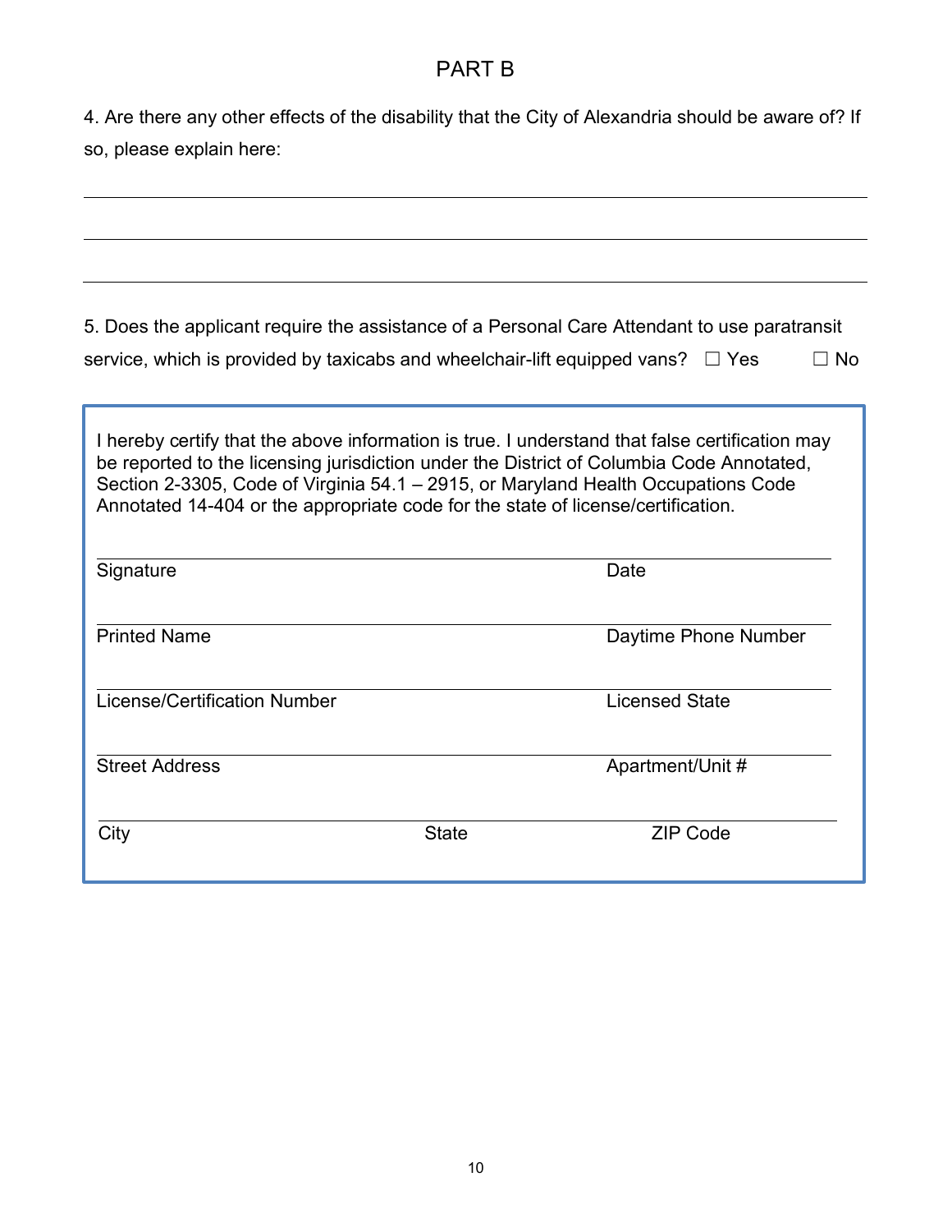## PART B

4. Are there any other effects of the disability that the City of Alexandria should be aware of? If so, please explain here:

\_\_\_\_\_\_\_\_\_\_\_\_\_\_\_\_\_\_\_\_\_\_\_\_\_\_\_\_\_\_\_\_\_\_\_\_\_\_\_\_\_\_\_\_\_\_\_\_\_\_\_\_\_\_\_\_\_\_\_\_

\_\_\_\_\_\_\_\_\_\_\_\_\_\_\_\_\_\_\_\_\_\_\_\_\_\_\_\_\_\_\_\_\_\_\_\_\_\_\_\_\_\_\_\_\_\_\_\_\_\_\_\_\_\_\_\_\_\_\_\_

\_\_\_\_\_\_\_\_\_\_\_\_\_\_\_\_\_\_\_\_\_\_\_\_\_\_\_\_\_\_\_\_\_\_\_\_\_\_\_\_\_\_\_\_\_\_\_\_\_\_\_\_\_\_\_\_\_\_\_\_

5. Does the applicant require the assistance of a Personal Care Attendant to use paratransit service, which is provided by taxicabs and wheelchair-lift equipped vans? ☐ Yes ☐ No

I hereby certify that the above information is true. I understand that false certification may be reported to the licensing jurisdiction under the District of Columbia Code Annotated, Section 2-3305, Code of Virginia 54.1 – 2915, or Maryland Health Occupations Code Annotated 14-404 or the appropriate code for the state of license/certification.

| | | |
|---|---|---|
| Signature | | Date |
| Printed Name | | Daytime Phone Number |
| License/Certification Number | | Licensed State |
| Street Address | | Apartment/Unit # |
| City | State | ZIP Code |